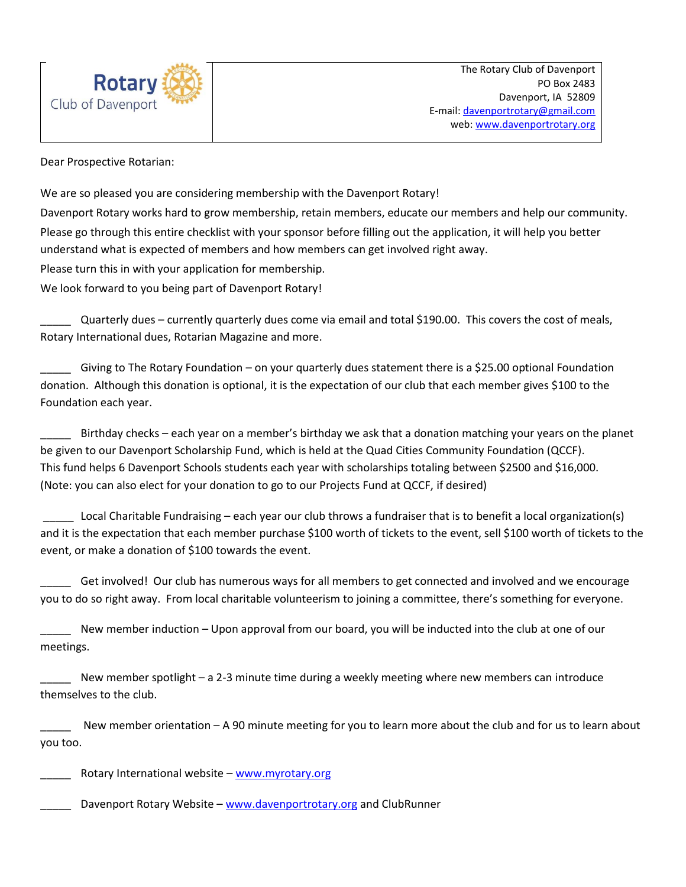Rotary Club of Davenport

The Rotary Club of Davenport
PO Box 2483
Davenport, IA 52809
E-mail: davenportrotary@gmail.com
web: www.davenportrotary.org

Dear Prospective Rotarian:

We are so pleased you are considering membership with the Davenport Rotary!

Davenport Rotary works hard to grow membership, retain members, educate our members and help our community.

Please go through this entire checklist with your sponsor before filling out the application, it will help you better understand what is expected of members and how members can get involved right away.

Please turn this in with your application for membership.

We look forward to you being part of Davenport Rotary!

_____ Quarterly dues – currently quarterly dues come via email and total $190.00. This covers the cost of meals, Rotary International dues, Rotarian Magazine and more.

_____ Giving to The Rotary Foundation – on your quarterly dues statement there is a $25.00 optional Foundation donation. Although this donation is optional, it is the expectation of our club that each member gives $100 to the Foundation each year.

_____ Birthday checks – each year on a member's birthday we ask that a donation matching your years on the planet be given to our Davenport Scholarship Fund, which is held at the Quad Cities Community Foundation (QCCF). This fund helps 6 Davenport Schools students each year with scholarships totaling between $2500 and $16,000. (Note: you can also elect for your donation to go to our Projects Fund at QCCF, if desired)

_____ Local Charitable Fundraising – each year our club throws a fundraiser that is to benefit a local organization(s) and it is the expectation that each member purchase $100 worth of tickets to the event, sell $100 worth of tickets to the event, or make a donation of $100 towards the event.

_____ Get involved! Our club has numerous ways for all members to get connected and involved and we encourage you to do so right away. From local charitable volunteerism to joining a committee, there's something for everyone.

_____ New member induction – Upon approval from our board, you will be inducted into the club at one of our meetings.

_____ New member spotlight – a 2-3 minute time during a weekly meeting where new members can introduce themselves to the club.

_____ New member orientation – A 90 minute meeting for you to learn more about the club and for us to learn about you too.

_____ Rotary International website – www.myrotary.org

_____ Davenport Rotary Website – www.davenportrotary.org and ClubRunner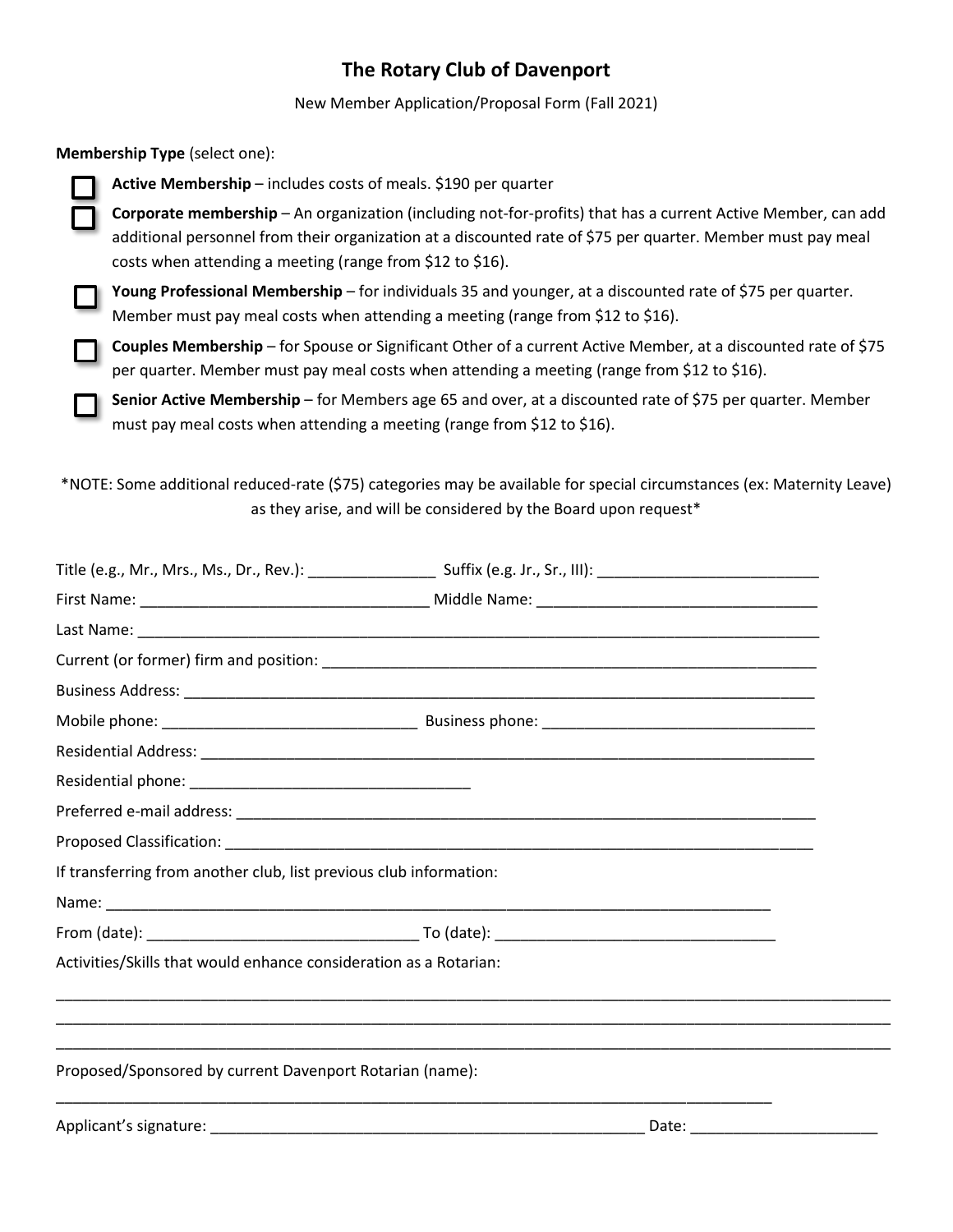# The Rotary Club of Davenport

New Member Application/Proposal Form (Fall 2021)

**Membership Type** (select one):

- ☐ **Active Membership** – includes costs of meals. $190 per quarter
- ☐ **Corporate membership** – An organization (including not-for-profits) that has a current Active Member, can add additional personnel from their organization at a discounted rate of $75 per quarter. Member must pay meal costs when attending a meeting (range from $12 to $16).
- ☐ **Young Professional Membership** – for individuals 35 and younger, at a discounted rate of $75 per quarter. Member must pay meal costs when attending a meeting (range from $12 to $16).
- ☐ **Couples Membership** – for Spouse or Significant Other of a current Active Member, at a discounted rate of $75 per quarter. Member must pay meal costs when attending a meeting (range from $12 to $16).
- ☐ **Senior Active Membership** – for Members age 65 and over, at a discounted rate of $75 per quarter. Member must pay meal costs when attending a meeting (range from $12 to $16).

*NOTE: Some additional reduced-rate ($75) categories may be available for special circumstances (ex: Maternity Leave) as they arise, and will be considered by the Board upon request*

Title (e.g., Mr., Mrs., Ms., Dr., Rev.): _______________ Suffix (e.g. Jr., Sr., III): __________________________

First Name: _________________________________ Middle Name: _________________________________

Last Name: ______________________________________________________________________________

Current (or former) firm and position: ____________________________________________________________

Business Address: _________________________________________________________________________

Mobile phone: ______________________________ Business phone: _________________________________

Residential Address: _______________________________________________________________________

Residential phone: _________________________________

Preferred e-mail address: ____________________________________________________________________

Proposed Classification: _____________________________________________________________________

If transferring from another club, list previous club information:

Name: _________________________________________________________________________________

From (date): _______________________________ To (date): _________________________________

Activities/Skills that would enhance consideration as a Rotarian:

_______________________________________________________________________________________________

_______________________________________________________________________________________________

_______________________________________________________________________________________________

Proposed/Sponsored by current Davenport Rotarian (name):

_________________________________________________________________________________________

Applicant's signature: ___________________________________________________ Date: _____________________